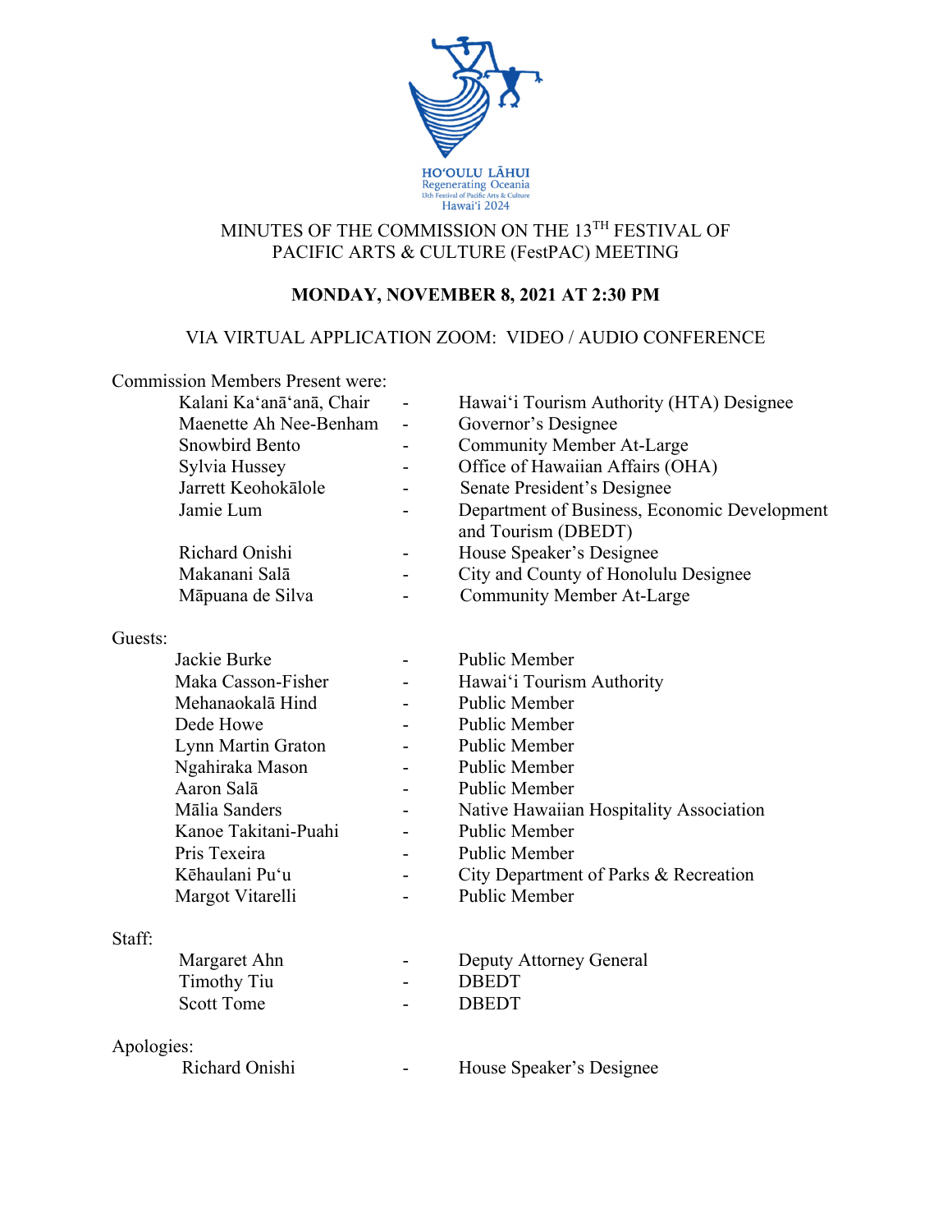HOʻOULU LĀHUI
Regenerating Oceania
13th Festival of Pacific Arts & Culture
Hawaiʻi 2024

MINUTES OF THE COMMISSION ON THE 13TH FESTIVAL OF PACIFIC ARTS & CULTURE (FestPAC) MEETING

**MONDAY, NOVEMBER 8, 2021 AT 2:30 PM**

VIA VIRTUAL APPLICATION ZOOM: VIDEO / AUDIO CONFERENCE

Commission Members Present were:

| | | |
|---|---|---|
| Kalani Kaʻanāʻanā, Chair | - | Hawaiʻi Tourism Authority (HTA) Designee |
| Maenette Ah Nee-Benham | - | Governor's Designee |
| Snowbird Bento | - | Community Member At-Large |
| Sylvia Hussey | - | Office of Hawaiian Affairs (OHA) |
| Jarrett Keohokālole | - | Senate President's Designee |
| Jamie Lum | - | Department of Business, Economic Development and Tourism (DBEDT) |
| Richard Onishi | - | House Speaker's Designee |
| Makanani Salā | - | City and County of Honolulu Designee |
| Māpuana de Silva | - | Community Member At-Large |

Guests:

| | | |
|---|---|---|
| Jackie Burke | - | Public Member |
| Maka Casson-Fisher | - | Hawaiʻi Tourism Authority |
| Mehanaokalā Hind | - | Public Member |
| Dede Howe | - | Public Member |
| Lynn Martin Graton | - | Public Member |
| Ngahiraka Mason | - | Public Member |
| Aaron Salā | - | Public Member |
| Mālia Sanders | - | Native Hawaiian Hospitality Association |
| Kanoe Takitani-Puahi | - | Public Member |
| Pris Texeira | - | Public Member |
| Kēhaulani Puʻu | - | City Department of Parks & Recreation |
| Margot Vitarelli | - | Public Member |

Staff:

| | | |
|---|---|---|
| Margaret Ahn | - | Deputy Attorney General |
| Timothy Tiu | - | DBEDT |
| Scott Tome | - | DBEDT |

Apologies:

| | | |
|---|---|---|
| Richard Onishi | - | House Speaker's Designee |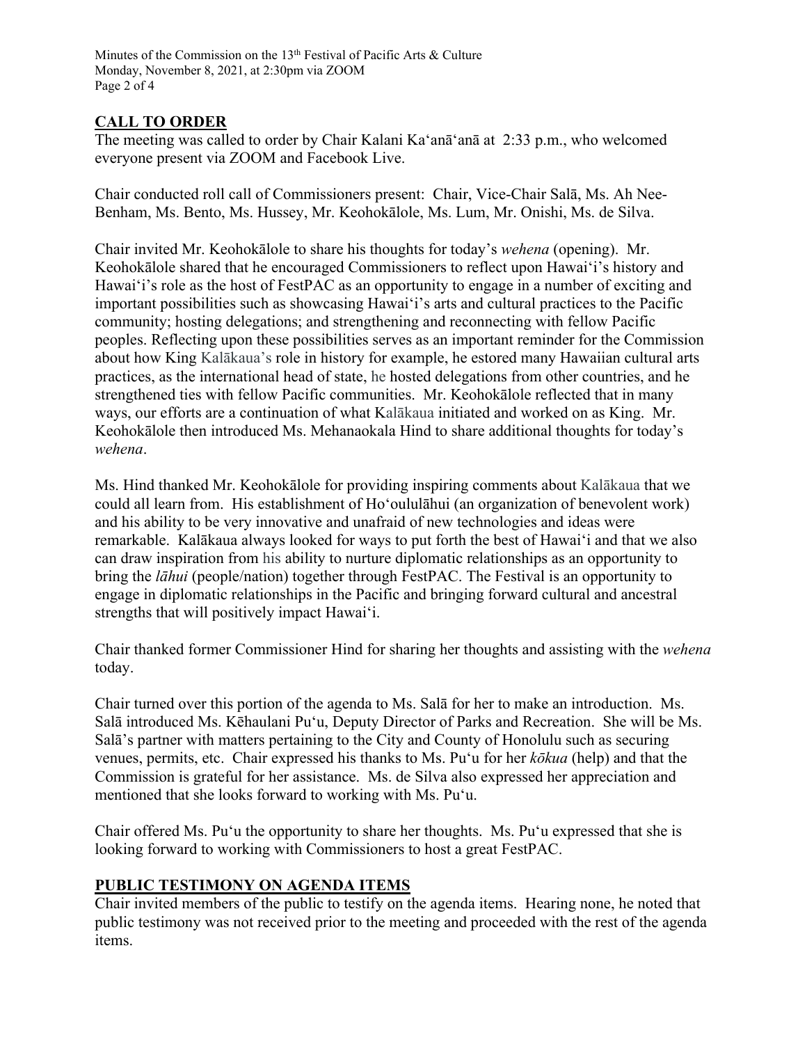## CALL TO ORDER

The meeting was called to order by Chair Kalani Kaʻanāʻanā at 2:33 p.m., who welcomed everyone present via ZOOM and Facebook Live.

Chair conducted roll call of Commissioners present: Chair, Vice-Chair Salā, Ms. Ah Nee-Benham, Ms. Bento, Ms. Hussey, Mr. Keohokālole, Ms. Lum, Mr. Onishi, Ms. de Silva.

Chair invited Mr. Keohokālole to share his thoughts for today's *wehena* (opening). Mr. Keohokālole shared that he encouraged Commissioners to reflect upon Hawaiʻi's history and Hawaiʻi's role as the host of FestPAC as an opportunity to engage in a number of exciting and important possibilities such as showcasing Hawaiʻi's arts and cultural practices to the Pacific community; hosting delegations; and strengthening and reconnecting with fellow Pacific peoples. Reflecting upon these possibilities serves as an important reminder for the Commission about how King Kalākaua's role in history for example, he estored many Hawaiian cultural arts practices, as the international head of state, he hosted delegations from other countries, and he strengthened ties with fellow Pacific communities. Mr. Keohokālole reflected that in many ways, our efforts are a continuation of what Kalākaua initiated and worked on as King. Mr. Keohokālole then introduced Ms. Mehanaokala Hind to share additional thoughts for today's *wehena*.

Ms. Hind thanked Mr. Keohokālole for providing inspiring comments about Kalākaua that we could all learn from. His establishment of Hoʻoululāhui (an organization of benevolent work) and his ability to be very innovative and unafraid of new technologies and ideas were remarkable. Kalākaua always looked for ways to put forth the best of Hawaiʻi and that we also can draw inspiration from his ability to nurture diplomatic relationships as an opportunity to bring the *lāhui* (people/nation) together through FestPAC. The Festival is an opportunity to engage in diplomatic relationships in the Pacific and bringing forward cultural and ancestral strengths that will positively impact Hawaiʻi.

Chair thanked former Commissioner Hind for sharing her thoughts and assisting with the *wehena* today.

Chair turned over this portion of the agenda to Ms. Salā for her to make an introduction. Ms. Salā introduced Ms. Kēhaulani Puʻu, Deputy Director of Parks and Recreation. She will be Ms. Salā's partner with matters pertaining to the City and County of Honolulu such as securing venues, permits, etc. Chair expressed his thanks to Ms. Puʻu for her *kōkua* (help) and that the Commission is grateful for her assistance. Ms. de Silva also expressed her appreciation and mentioned that she looks forward to working with Ms. Puʻu.

Chair offered Ms. Puʻu the opportunity to share her thoughts. Ms. Puʻu expressed that she is looking forward to working with Commissioners to host a great FestPAC.

## PUBLIC TESTIMONY ON AGENDA ITEMS

Chair invited members of the public to testify on the agenda items. Hearing none, he noted that public testimony was not received prior to the meeting and proceeded with the rest of the agenda items.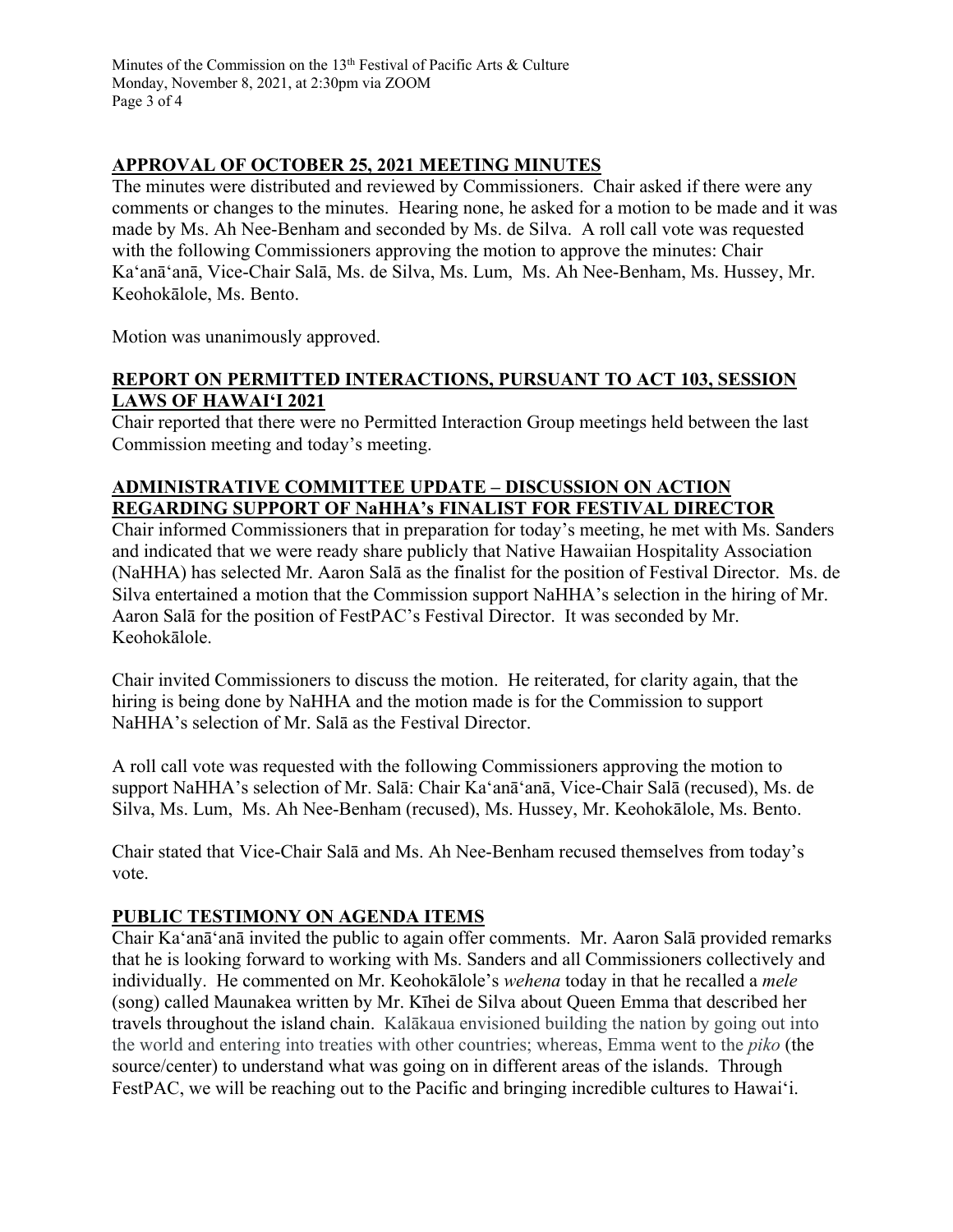## APPROVAL OF OCTOBER 25, 2021 MEETING MINUTES

The minutes were distributed and reviewed by Commissioners. Chair asked if there were any comments or changes to the minutes. Hearing none, he asked for a motion to be made and it was made by Ms. Ah Nee-Benham and seconded by Ms. de Silva. A roll call vote was requested with the following Commissioners approving the motion to approve the minutes: Chair Kaʻanāʻanā, Vice-Chair Salā, Ms. de Silva, Ms. Lum, Ms. Ah Nee-Benham, Ms. Hussey, Mr. Keohokālole, Ms. Bento.

Motion was unanimously approved.

## REPORT ON PERMITTED INTERACTIONS, PURSUANT TO ACT 103, SESSION LAWS OF HAWAIʻI 2021

Chair reported that there were no Permitted Interaction Group meetings held between the last Commission meeting and today's meeting.

## ADMINISTRATIVE COMMITTEE UPDATE – DISCUSSION ON ACTION REGARDING SUPPORT OF NaHHA's FINALIST FOR FESTIVAL DIRECTOR

Chair informed Commissioners that in preparation for today's meeting, he met with Ms. Sanders and indicated that we were ready share publicly that Native Hawaiian Hospitality Association (NaHHA) has selected Mr. Aaron Salā as the finalist for the position of Festival Director. Ms. de Silva entertained a motion that the Commission support NaHHA's selection in the hiring of Mr. Aaron Salā for the position of FestPAC's Festival Director. It was seconded by Mr. Keohokālole.

Chair invited Commissioners to discuss the motion. He reiterated, for clarity again, that the hiring is being done by NaHHA and the motion made is for the Commission to support NaHHA's selection of Mr. Salā as the Festival Director.

A roll call vote was requested with the following Commissioners approving the motion to support NaHHA's selection of Mr. Salā: Chair Kaʻanāʻanā, Vice-Chair Salā (recused), Ms. de Silva, Ms. Lum, Ms. Ah Nee-Benham (recused), Ms. Hussey, Mr. Keohokālole, Ms. Bento.

Chair stated that Vice-Chair Salā and Ms. Ah Nee-Benham recused themselves from today's vote.

## PUBLIC TESTIMONY ON AGENDA ITEMS

Chair Kaʻanāʻanā invited the public to again offer comments. Mr. Aaron Salā provided remarks that he is looking forward to working with Ms. Sanders and all Commissioners collectively and individually. He commented on Mr. Keohokālole's *wehena* today in that he recalled a *mele* (song) called Maunakea written by Mr. Kīhei de Silva about Queen Emma that described her travels throughout the island chain. Kalākaua envisioned building the nation by going out into the world and entering into treaties with other countries; whereas, Emma went to the *piko* (the source/center) to understand what was going on in different areas of the islands. Through FestPAC, we will be reaching out to the Pacific and bringing incredible cultures to Hawaiʻi.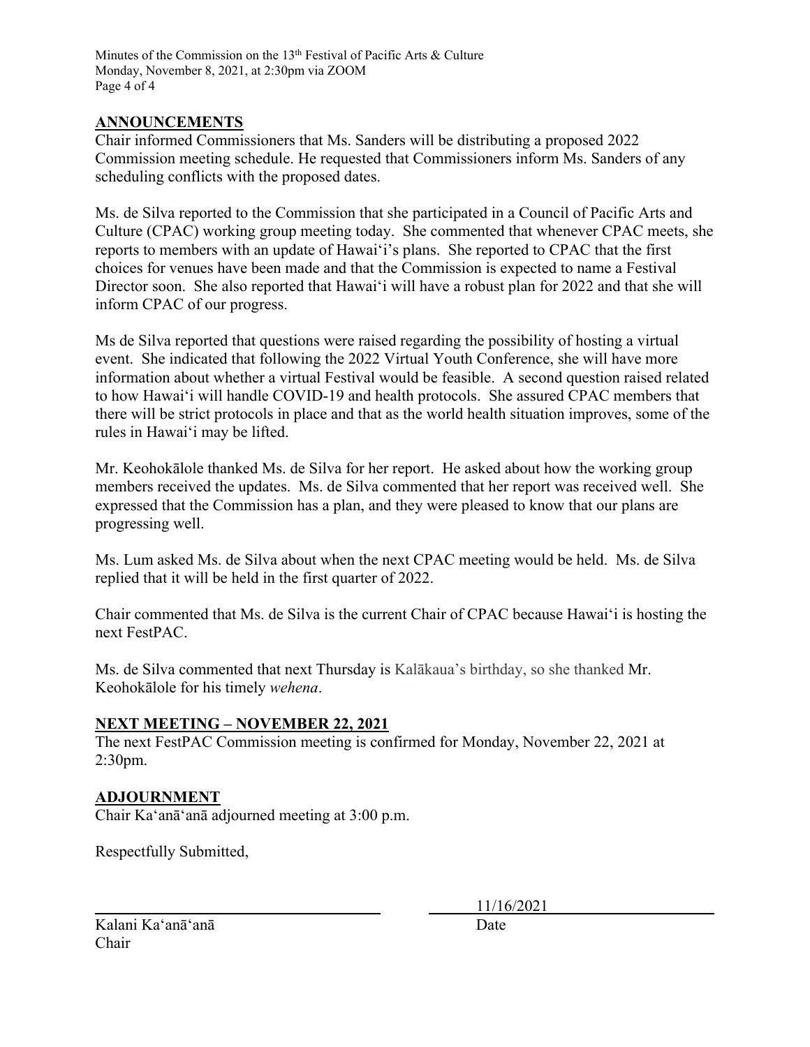## ANNOUNCEMENTS

Chair informed Commissioners that Ms. Sanders will be distributing a proposed 2022 Commission meeting schedule. He requested that Commissioners inform Ms. Sanders of any scheduling conflicts with the proposed dates.

Ms. de Silva reported to the Commission that she participated in a Council of Pacific Arts and Culture (CPAC) working group meeting today. She commented that whenever CPAC meets, she reports to members with an update of Hawaiʻi's plans. She reported to CPAC that the first choices for venues have been made and that the Commission is expected to name a Festival Director soon. She also reported that Hawaiʻi will have a robust plan for 2022 and that she will inform CPAC of our progress.

Ms de Silva reported that questions were raised regarding the possibility of hosting a virtual event. She indicated that following the 2022 Virtual Youth Conference, she will have more information about whether a virtual Festival would be feasible. A second question raised related to how Hawaiʻi will handle COVID-19 and health protocols. She assured CPAC members that there will be strict protocols in place and that as the world health situation improves, some of the rules in Hawaiʻi may be lifted.

Mr. Keohokālole thanked Ms. de Silva for her report. He asked about how the working group members received the updates. Ms. de Silva commented that her report was received well. She expressed that the Commission has a plan, and they were pleased to know that our plans are progressing well.

Ms. Lum asked Ms. de Silva about when the next CPAC meeting would be held. Ms. de Silva replied that it will be held in the first quarter of 2022.

Chair commented that Ms. de Silva is the current Chair of CPAC because Hawaiʻi is hosting the next FestPAC.

Ms. de Silva commented that next Thursday is Kalākaua's birthday, so she thanked Mr. Keohokālole for his timely *wehena*.

## NEXT MEETING – NOVEMBER 22, 2021

The next FestPAC Commission meeting is confirmed for Monday, November 22, 2021 at 2:30pm.

## ADJOURNMENT

Chair Kaʻanāʻanā adjourned meeting at 3:00 p.m.

Respectfully Submitted,

Kalani Kaʻanāʻanā
Chair

11/16/2021
Date